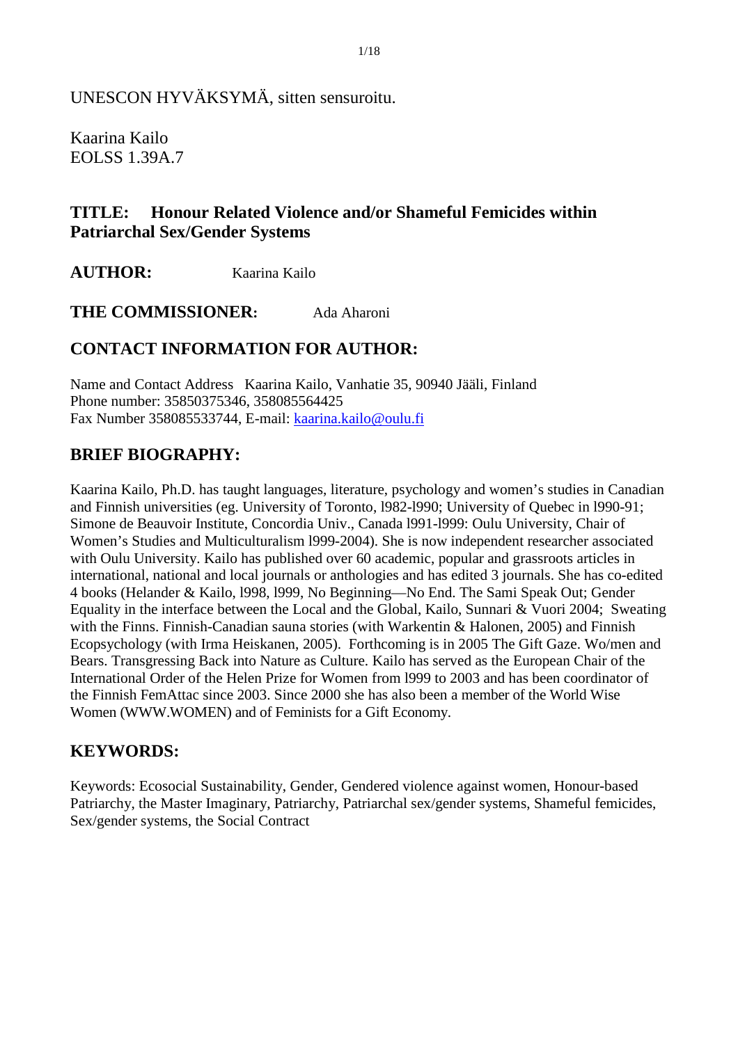UNESCON HYVÄKSYMÄ, sitten sensuroitu.

Kaarina Kailo
EOLSS 1.39A.7

## TITLE: Honour Related Violence and/or Shameful Femicides within Patriarchal Sex/Gender Systems

**AUTHOR:** Kaarina Kailo

**THE COMMISSIONER:** Ada Aharoni

## CONTACT INFORMATION FOR AUTHOR:

Name and Contact Address Kaarina Kailo, Vanhatie 35, 90940 Jääli, Finland
Phone number: 35850375346, 358085564425
Fax Number 358085533744, E-mail: kaarina.kailo@oulu.fi

## BRIEF BIOGRAPHY:

Kaarina Kailo, Ph.D. has taught languages, literature, psychology and women's studies in Canadian and Finnish universities (eg. University of Toronto, l982-l990; University of Quebec in l990-91; Simone de Beauvoir Institute, Concordia Univ., Canada l991-l999: Oulu University, Chair of Women's Studies and Multiculturalism l999-2004). She is now independent researcher associated with Oulu University. Kailo has published over 60 academic, popular and grassroots articles in international, national and local journals or anthologies and has edited 3 journals. She has co-edited 4 books (Helander & Kailo, l998, l999, No Beginning—No End. The Sami Speak Out; Gender Equality in the interface between the Local and the Global, Kailo, Sunnari & Vuori 2004; Sweating with the Finns. Finnish-Canadian sauna stories (with Warkentin & Halonen, 2005) and Finnish Ecopsychology (with Irma Heiskanen, 2005). Forthcoming is in 2005 The Gift Gaze. Wo/men and Bears. Transgressing Back into Nature as Culture. Kailo has served as the European Chair of the International Order of the Helen Prize for Women from l999 to 2003 and has been coordinator of the Finnish FemAttac since 2003. Since 2000 she has also been a member of the World Wise Women (WWW.WOMEN) and of Feminists for a Gift Economy.

## KEYWORDS:

Keywords: Ecosocial Sustainability, Gender, Gendered violence against women, Honour-based Patriarchy, the Master Imaginary, Patriarchy, Patriarchal sex/gender systems, Shameful femicides, Sex/gender systems, the Social Contract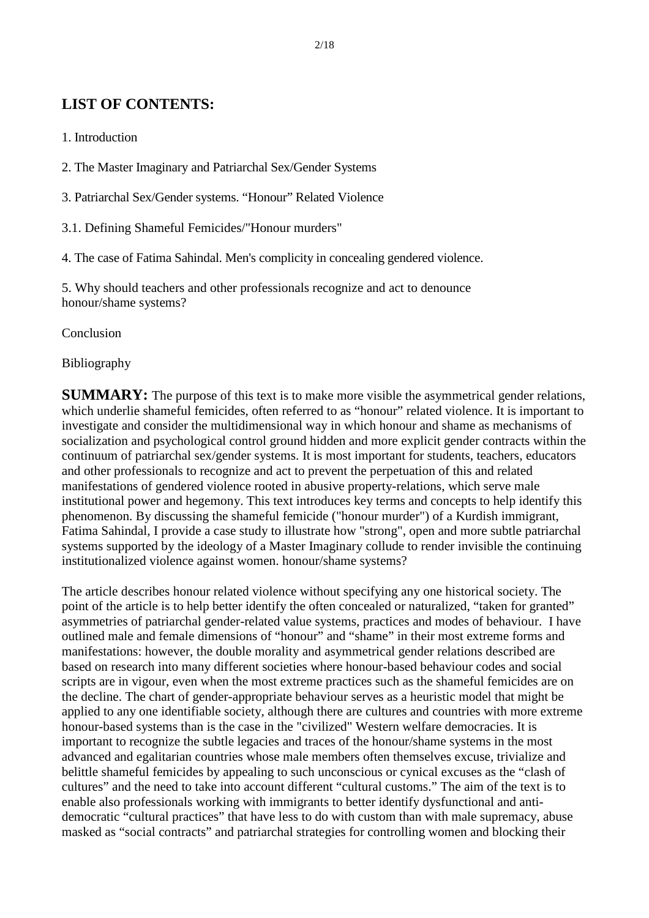## LIST OF CONTENTS:

1. Introduction

2. The Master Imaginary and Patriarchal Sex/Gender Systems

3. Patriarchal Sex/Gender systems. "Honour" Related Violence

3.1. Defining Shameful Femicides/"Honour murders"

4. The case of Fatima Sahindal. Men's complicity in concealing gendered violence.

5. Why should teachers and other professionals recognize and act to denounce honour/shame systems?

Conclusion

Bibliography

**SUMMARY:** The purpose of this text is to make more visible the asymmetrical gender relations, which underlie shameful femicides, often referred to as "honour" related violence. It is important to investigate and consider the multidimensional way in which honour and shame as mechanisms of socialization and psychological control ground hidden and more explicit gender contracts within the continuum of patriarchal sex/gender systems. It is most important for students, teachers, educators and other professionals to recognize and act to prevent the perpetuation of this and related manifestations of gendered violence rooted in abusive property-relations, which serve male institutional power and hegemony. This text introduces key terms and concepts to help identify this phenomenon. By discussing the shameful femicide ("honour murder") of a Kurdish immigrant, Fatima Sahindal, I provide a case study to illustrate how "strong", open and more subtle patriarchal systems supported by the ideology of a Master Imaginary collude to render invisible the continuing institutionalized violence against women. honour/shame systems?

The article describes honour related violence without specifying any one historical society. The point of the article is to help better identify the often concealed or naturalized, "taken for granted" asymmetries of patriarchal gender-related value systems, practices and modes of behaviour. I have outlined male and female dimensions of "honour" and "shame" in their most extreme forms and manifestations: however, the double morality and asymmetrical gender relations described are based on research into many different societies where honour-based behaviour codes and social scripts are in vigour, even when the most extreme practices such as the shameful femicides are on the decline. The chart of gender-appropriate behaviour serves as a heuristic model that might be applied to any one identifiable society, although there are cultures and countries with more extreme honour-based systems than is the case in the "civilized" Western welfare democracies. It is important to recognize the subtle legacies and traces of the honour/shame systems in the most advanced and egalitarian countries whose male members often themselves excuse, trivialize and belittle shameful femicides by appealing to such unconscious or cynical excuses as the "clash of cultures" and the need to take into account different "cultural customs." The aim of the text is to enable also professionals working with immigrants to better identify dysfunctional and anti-democratic "cultural practices" that have less to do with custom than with male supremacy, abuse masked as "social contracts" and patriarchal strategies for controlling women and blocking their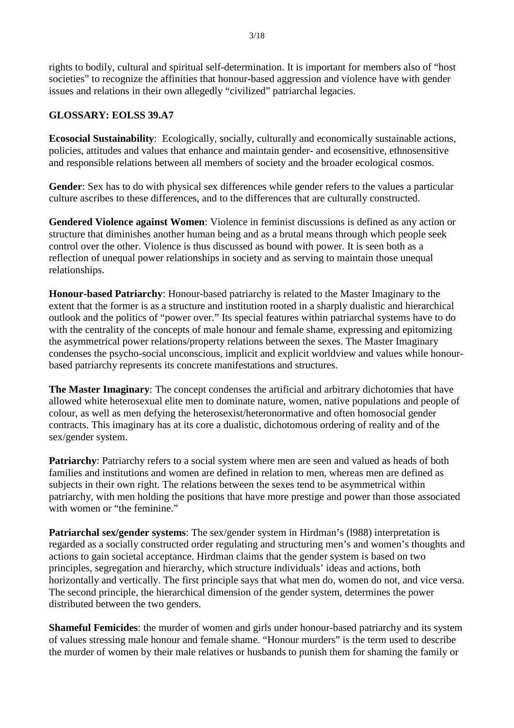rights to bodily, cultural and spiritual self-determination. It is important for members also of "host societies" to recognize the affinities that honour-based aggression and violence have with gender issues and relations in their own allegedly "civilized" patriarchal legacies.

## GLOSSARY: EOLSS 39.A7

**Ecosocial Sustainability**: Ecologically, socially, culturally and economically sustainable actions, policies, attitudes and values that enhance and maintain gender- and ecosensitive, ethnosensitive and responsible relations between all members of society and the broader ecological cosmos.

**Gender**: Sex has to do with physical sex differences while gender refers to the values a particular culture ascribes to these differences, and to the differences that are culturally constructed.

**Gendered Violence against Women**: Violence in feminist discussions is defined as any action or structure that diminishes another human being and as a brutal means through which people seek control over the other. Violence is thus discussed as bound with power. It is seen both as a reflection of unequal power relationships in society and as serving to maintain those unequal relationships.

**Honour-based Patriarchy**: Honour-based patriarchy is related to the Master Imaginary to the extent that the former is as a structure and institution rooted in a sharply dualistic and hierarchical outlook and the politics of "power over." Its special features within patriarchal systems have to do with the centrality of the concepts of male honour and female shame, expressing and epitomizing the asymmetrical power relations/property relations between the sexes. The Master Imaginary condenses the psycho-social unconscious, implicit and explicit worldview and values while honour-based patriarchy represents its concrete manifestations and structures.

**The Master Imaginary**: The concept condenses the artificial and arbitrary dichotomies that have allowed white heterosexual elite men to dominate nature, women, native populations and people of colour, as well as men defying the heterosexist/heteronormative and often homosocial gender contracts. This imaginary has at its core a dualistic, dichotomous ordering of reality and of the sex/gender system.

**Patriarchy**: Patriarchy refers to a social system where men are seen and valued as heads of both families and institutions and women are defined in relation to men, whereas men are defined as subjects in their own right. The relations between the sexes tend to be asymmetrical within patriarchy, with men holding the positions that have more prestige and power than those associated with women or "the feminine."

**Patriarchal sex/gender systems**: The sex/gender system in Hirdman's (l988) interpretation is regarded as a socially constructed order regulating and structuring men's and women's thoughts and actions to gain societal acceptance. Hirdman claims that the gender system is based on two principles, segregation and hierarchy, which structure individuals' ideas and actions, both horizontally and vertically. The first principle says that what men do, women do not, and vice versa. The second principle, the hierarchical dimension of the gender system, determines the power distributed between the two genders.

**Shameful Femicides**: the murder of women and girls under honour-based patriarchy and its system of values stressing male honour and female shame. "Honour murders" is the term used to describe the murder of women by their male relatives or husbands to punish them for shaming the family or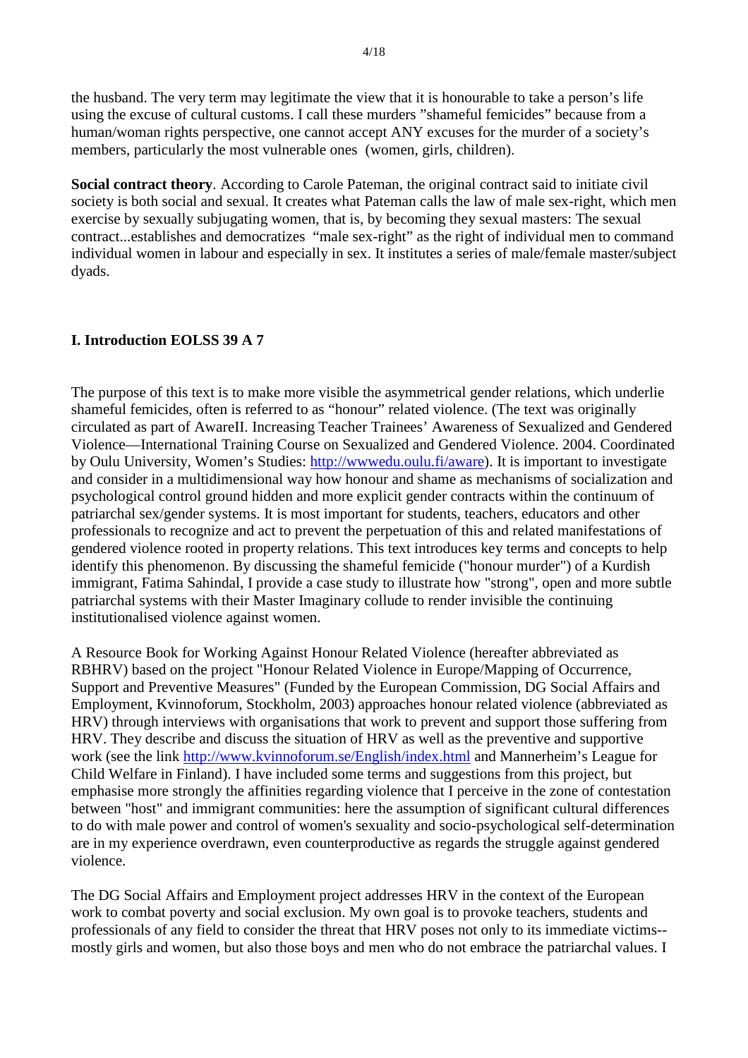the husband. The very term may legitimate the view that it is honourable to take a person's life using the excuse of cultural customs. I call these murders "shameful femicides" because from a human/woman rights perspective, one cannot accept ANY excuses for the murder of a society's members, particularly the most vulnerable ones (women, girls, children).

**Social contract theory**. According to Carole Pateman, the original contract said to initiate civil society is both social and sexual. It creates what Pateman calls the law of male sex-right, which men exercise by sexually subjugating women, that is, by becoming they sexual masters: The sexual contract...establishes and democratizes "male sex-right" as the right of individual men to command individual women in labour and especially in sex. It institutes a series of male/female master/subject dyads.

## I. Introduction EOLSS 39 A 7

The purpose of this text is to make more visible the asymmetrical gender relations, which underlie shameful femicides, often is referred to as "honour" related violence. (The text was originally circulated as part of AwareII. Increasing Teacher Trainees' Awareness of Sexualized and Gendered Violence—International Training Course on Sexualized and Gendered Violence. 2004. Coordinated by Oulu University, Women's Studies: [http://wwwedu.oulu.fi/aware](http://wwwedu.oulu.fi/aware)). It is important to investigate and consider in a multidimensional way how honour and shame as mechanisms of socialization and psychological control ground hidden and more explicit gender contracts within the continuum of patriarchal sex/gender systems. It is most important for students, teachers, educators and other professionals to recognize and act to prevent the perpetuation of this and related manifestations of gendered violence rooted in property relations. This text introduces key terms and concepts to help identify this phenomenon. By discussing the shameful femicide ("honour murder") of a Kurdish immigrant, Fatima Sahindal, I provide a case study to illustrate how "strong", open and more subtle patriarchal systems with their Master Imaginary collude to render invisible the continuing institutionalised violence against women.

A Resource Book for Working Against Honour Related Violence (hereafter abbreviated as RBHRV) based on the project "Honour Related Violence in Europe/Mapping of Occurrence, Support and Preventive Measures" (Funded by the European Commission, DG Social Affairs and Employment, Kvinnoforum, Stockholm, 2003) approaches honour related violence (abbreviated as HRV) through interviews with organisations that work to prevent and support those suffering from HRV. They describe and discuss the situation of HRV as well as the preventive and supportive work (see the link [http://www.kvinnoforum.se/English/index.html](http://www.kvinnoforum.se/English/index.html) and Mannerheim's League for Child Welfare in Finland). I have included some terms and suggestions from this project, but emphasise more strongly the affinities regarding violence that I perceive in the zone of contestation between "host" and immigrant communities: here the assumption of significant cultural differences to do with male power and control of women's sexuality and socio-psychological self-determination are in my experience overdrawn, even counterproductive as regards the struggle against gendered violence.

The DG Social Affairs and Employment project addresses HRV in the context of the European work to combat poverty and social exclusion. My own goal is to provoke teachers, students and professionals of any field to consider the threat that HRV poses not only to its immediate victims--mostly girls and women, but also those boys and men who do not embrace the patriarchal values. I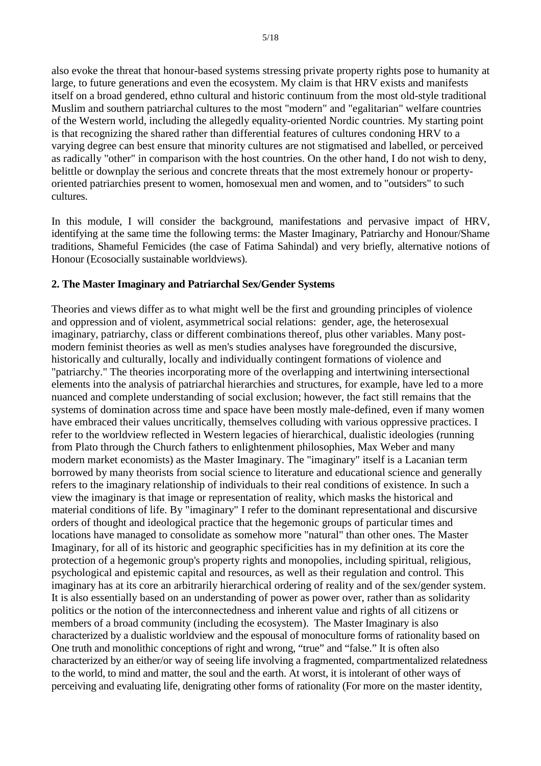also evoke the threat that honour-based systems stressing private property rights pose to humanity at large, to future generations and even the ecosystem. My claim is that HRV exists and manifests itself on a broad gendered, ethno cultural and historic continuum from the most old-style traditional Muslim and southern patriarchal cultures to the most "modern" and "egalitarian" welfare countries of the Western world, including the allegedly equality-oriented Nordic countries. My starting point is that recognizing the shared rather than differential features of cultures condoning HRV to a varying degree can best ensure that minority cultures are not stigmatised and labelled, or perceived as radically "other" in comparison with the host countries. On the other hand, I do not wish to deny, belittle or downplay the serious and concrete threats that the most extremely honour or property-oriented patriarchies present to women, homosexual men and women, and to "outsiders" to such cultures.

In this module, I will consider the background, manifestations and pervasive impact of HRV, identifying at the same time the following terms: the Master Imaginary, Patriarchy and Honour/Shame traditions, Shameful Femicides (the case of Fatima Sahindal) and very briefly, alternative notions of Honour (Ecosocially sustainable worldviews).

## 2. The Master Imaginary and Patriarchal Sex/Gender Systems

Theories and views differ as to what might well be the first and grounding principles of violence and oppression and of violent, asymmetrical social relations: gender, age, the heterosexual imaginary, patriarchy, class or different combinations thereof, plus other variables. Many post-modern feminist theories as well as men's studies analyses have foregrounded the discursive, historically and culturally, locally and individually contingent formations of violence and "patriarchy." The theories incorporating more of the overlapping and intertwining intersectional elements into the analysis of patriarchal hierarchies and structures, for example, have led to a more nuanced and complete understanding of social exclusion; however, the fact still remains that the systems of domination across time and space have been mostly male-defined, even if many women have embraced their values uncritically, themselves colluding with various oppressive practices. I refer to the worldview reflected in Western legacies of hierarchical, dualistic ideologies (running from Plato through the Church fathers to enlightenment philosophies, Max Weber and many modern market economists) as the Master Imaginary. The "imaginary" itself is a Lacanian term borrowed by many theorists from social science to literature and educational science and generally refers to the imaginary relationship of individuals to their real conditions of existence. In such a view the imaginary is that image or representation of reality, which masks the historical and material conditions of life. By "imaginary" I refer to the dominant representational and discursive orders of thought and ideological practice that the hegemonic groups of particular times and locations have managed to consolidate as somehow more "natural" than other ones. The Master Imaginary, for all of its historic and geographic specificities has in my definition at its core the protection of a hegemonic group's property rights and monopolies, including spiritual, religious, psychological and epistemic capital and resources, as well as their regulation and control. This imaginary has at its core an arbitrarily hierarchical ordering of reality and of the sex/gender system. It is also essentially based on an understanding of power as power over, rather than as solidarity politics or the notion of the interconnectedness and inherent value and rights of all citizens or members of a broad community (including the ecosystem). The Master Imaginary is also characterized by a dualistic worldview and the espousal of monoculture forms of rationality based on One truth and monolithic conceptions of right and wrong, "true" and "false." It is often also characterized by an either/or way of seeing life involving a fragmented, compartmentalized relatedness to the world, to mind and matter, the soul and the earth. At worst, it is intolerant of other ways of perceiving and evaluating life, denigrating other forms of rationality (For more on the master identity,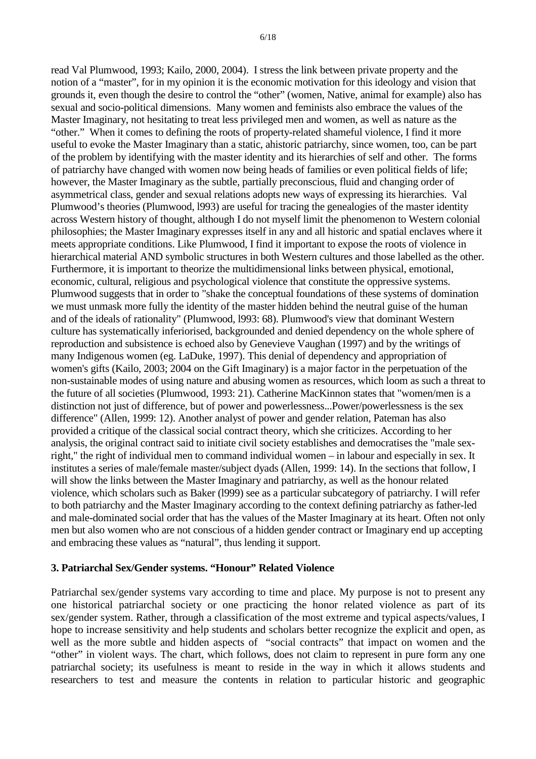read Val Plumwood, 1993; Kailo, 2000, 2004). I stress the link between private property and the notion of a "master", for in my opinion it is the economic motivation for this ideology and vision that grounds it, even though the desire to control the "other" (women, Native, animal for example) also has sexual and socio-political dimensions. Many women and feminists also embrace the values of the Master Imaginary, not hesitating to treat less privileged men and women, as well as nature as the "other." When it comes to defining the roots of property-related shameful violence, I find it more useful to evoke the Master Imaginary than a static, ahistoric patriarchy, since women, too, can be part of the problem by identifying with the master identity and its hierarchies of self and other. The forms of patriarchy have changed with women now being heads of families or even political fields of life; however, the Master Imaginary as the subtle, partially preconscious, fluid and changing order of asymmetrical class, gender and sexual relations adopts new ways of expressing its hierarchies. Val Plumwood's theories (Plumwood, l993) are useful for tracing the genealogies of the master identity across Western history of thought, although I do not myself limit the phenomenon to Western colonial philosophies; the Master Imaginary expresses itself in any and all historic and spatial enclaves where it meets appropriate conditions. Like Plumwood, I find it important to expose the roots of violence in hierarchical material AND symbolic structures in both Western cultures and those labelled as the other. Furthermore, it is important to theorize the multidimensional links between physical, emotional, economic, cultural, religious and psychological violence that constitute the oppressive systems. Plumwood suggests that in order to "shake the conceptual foundations of these systems of domination we must unmask more fully the identity of the master hidden behind the neutral guise of the human and of the ideals of rationality" (Plumwood, l993: 68). Plumwood's view that dominant Western culture has systematically inferiorised, backgrounded and denied dependency on the whole sphere of reproduction and subsistence is echoed also by Genevieve Vaughan (1997) and by the writings of many Indigenous women (eg. LaDuke, 1997). This denial of dependency and appropriation of women's gifts (Kailo, 2003; 2004 on the Gift Imaginary) is a major factor in the perpetuation of the non-sustainable modes of using nature and abusing women as resources, which loom as such a threat to the future of all societies (Plumwood, 1993: 21). Catherine MacKinnon states that "women/men is a distinction not just of difference, but of power and powerlessness...Power/powerlessness is the sex difference" (Allen, 1999: 12). Another analyst of power and gender relation, Pateman has also provided a critique of the classical social contract theory, which she criticizes. According to her analysis, the original contract said to initiate civil society establishes and democratises the "male sex-right," the right of individual men to command individual women – in labour and especially in sex. It institutes a series of male/female master/subject dyads (Allen, 1999: 14). In the sections that follow, I will show the links between the Master Imaginary and patriarchy, as well as the honour related violence, which scholars such as Baker (l999) see as a particular subcategory of patriarchy. I will refer to both patriarchy and the Master Imaginary according to the context defining patriarchy as father-led and male-dominated social order that has the values of the Master Imaginary at its heart. Often not only men but also women who are not conscious of a hidden gender contract or Imaginary end up accepting and embracing these values as "natural", thus lending it support.

### 3. Patriarchal Sex/Gender systems. "Honour" Related Violence

Patriarchal sex/gender systems vary according to time and place. My purpose is not to present any one historical patriarchal society or one practicing the honor related violence as part of its sex/gender system. Rather, through a classification of the most extreme and typical aspects/values, I hope to increase sensitivity and help students and scholars better recognize the explicit and open, as well as the more subtle and hidden aspects of "social contracts" that impact on women and the "other" in violent ways. The chart, which follows, does not claim to represent in pure form any one patriarchal society; its usefulness is meant to reside in the way in which it allows students and researchers to test and measure the contents in relation to particular historic and geographic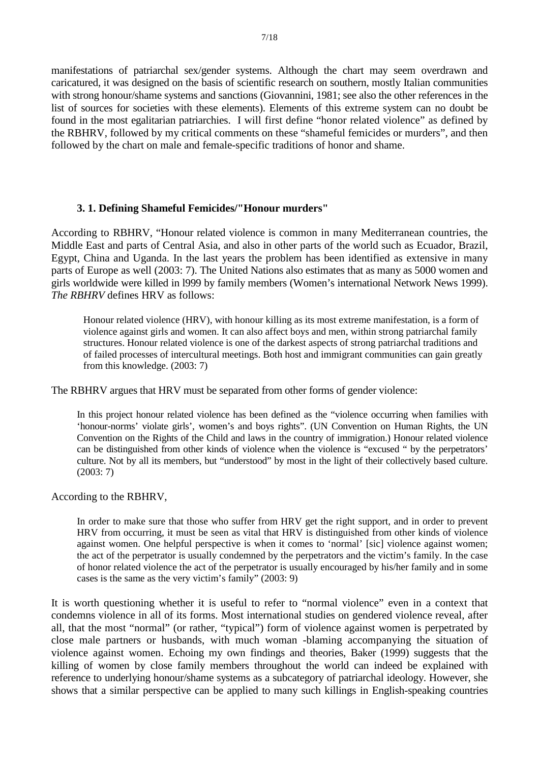manifestations of patriarchal sex/gender systems. Although the chart may seem overdrawn and caricatured, it was designed on the basis of scientific research on southern, mostly Italian communities with strong honour/shame systems and sanctions (Giovannini, 1981; see also the other references in the list of sources for societies with these elements). Elements of this extreme system can no doubt be found in the most egalitarian patriarchies. I will first define "honor related violence" as defined by the RBHRV, followed by my critical comments on these "shameful femicides or murders", and then followed by the chart on male and female-specific traditions of honor and shame.

### 3. 1. Defining Shameful Femicides/"Honour murders"

According to RBHRV, "Honour related violence is common in many Mediterranean countries, the Middle East and parts of Central Asia, and also in other parts of the world such as Ecuador, Brazil, Egypt, China and Uganda. In the last years the problem has been identified as extensive in many parts of Europe as well (2003: 7). The United Nations also estimates that as many as 5000 women and girls worldwide were killed in l999 by family members (Women's international Network News 1999). *The RBHRV* defines HRV as follows:

> Honour related violence (HRV), with honour killing as its most extreme manifestation, is a form of violence against girls and women. It can also affect boys and men, within strong patriarchal family structures. Honour related violence is one of the darkest aspects of strong patriarchal traditions and of failed processes of intercultural meetings. Both host and immigrant communities can gain greatly from this knowledge. (2003: 7)

The RBHRV argues that HRV must be separated from other forms of gender violence:

> In this project honour related violence has been defined as the "violence occurring when families with 'honour-norms' violate girls', women's and boys rights". (UN Convention on Human Rights, the UN Convention on the Rights of the Child and laws in the country of immigration.) Honour related violence can be distinguished from other kinds of violence when the violence is "excused " by the perpetrators' culture. Not by all its members, but "understood" by most in the light of their collectively based culture. (2003: 7)

According to the RBHRV,

> In order to make sure that those who suffer from HRV get the right support, and in order to prevent HRV from occurring, it must be seen as vital that HRV is distinguished from other kinds of violence against women. One helpful perspective is when it comes to 'normal' [sic] violence against women; the act of the perpetrator is usually condemned by the perpetrators and the victim's family. In the case of honor related violence the act of the perpetrator is usually encouraged by his/her family and in some cases is the same as the very victim's family" (2003: 9)

It is worth questioning whether it is useful to refer to "normal violence" even in a context that condemns violence in all of its forms. Most international studies on gendered violence reveal, after all, that the most "normal" (or rather, "typical") form of violence against women is perpetrated by close male partners or husbands, with much woman -blaming accompanying the situation of violence against women. Echoing my own findings and theories, Baker (1999) suggests that the killing of women by close family members throughout the world can indeed be explained with reference to underlying honour/shame systems as a subcategory of patriarchal ideology. However, she shows that a similar perspective can be applied to many such killings in English-speaking countries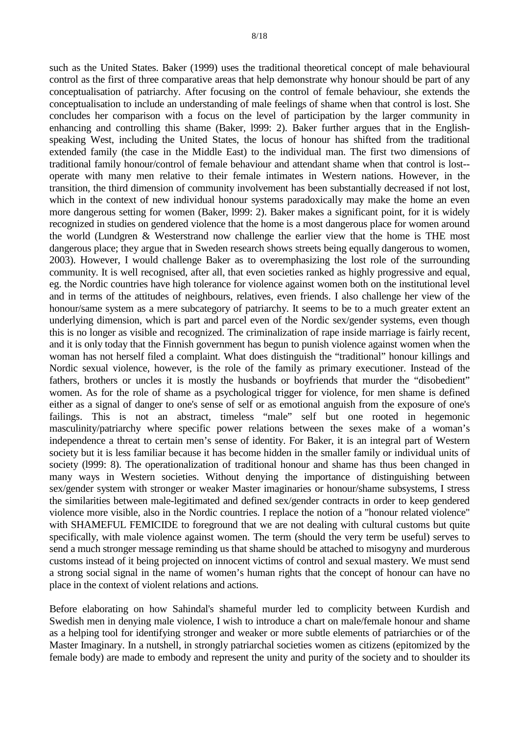such as the United States. Baker (1999) uses the traditional theoretical concept of male behavioural control as the first of three comparative areas that help demonstrate why honour should be part of any conceptualisation of patriarchy. After focusing on the control of female behaviour, she extends the conceptualisation to include an understanding of male feelings of shame when that control is lost. She concludes her comparison with a focus on the level of participation by the larger community in enhancing and controlling this shame (Baker, l999: 2). Baker further argues that in the English-speaking West, including the United States, the locus of honour has shifted from the traditional extended family (the case in the Middle East) to the individual man. The first two dimensions of traditional family honour/control of female behaviour and attendant shame when that control is lost--operate with many men relative to their female intimates in Western nations. However, in the transition, the third dimension of community involvement has been substantially decreased if not lost, which in the context of new individual honour systems paradoxically may make the home an even more dangerous setting for women (Baker, l999: 2). Baker makes a significant point, for it is widely recognized in studies on gendered violence that the home is a most dangerous place for women around the world (Lundgren & Westerstrand now challenge the earlier view that the home is THE most dangerous place; they argue that in Sweden research shows streets being equally dangerous to women, 2003). However, I would challenge Baker as to overemphasizing the lost role of the surrounding community. It is well recognised, after all, that even societies ranked as highly progressive and equal, eg. the Nordic countries have high tolerance for violence against women both on the institutional level and in terms of the attitudes of neighbours, relatives, even friends. I also challenge her view of the honour/same system as a mere subcategory of patriarchy. It seems to be to a much greater extent an underlying dimension, which is part and parcel even of the Nordic sex/gender systems, even though this is no longer as visible and recognized. The criminalization of rape inside marriage is fairly recent, and it is only today that the Finnish government has begun to punish violence against women when the woman has not herself filed a complaint. What does distinguish the "traditional" honour killings and Nordic sexual violence, however, is the role of the family as primary executioner. Instead of the fathers, brothers or uncles it is mostly the husbands or boyfriends that murder the "disobedient" women. As for the role of shame as a psychological trigger for violence, for men shame is defined either as a signal of danger to one's sense of self or as emotional anguish from the exposure of one's failings. This is not an abstract, timeless "male" self but one rooted in hegemonic masculinity/patriarchy where specific power relations between the sexes make of a woman's independence a threat to certain men's sense of identity. For Baker, it is an integral part of Western society but it is less familiar because it has become hidden in the smaller family or individual units of society (l999: 8). The operationalization of traditional honour and shame has thus been changed in many ways in Western societies. Without denying the importance of distinguishing between sex/gender system with stronger or weaker Master imaginaries or honour/shame subsystems, I stress the similarities between male-legitimated and defined sex/gender contracts in order to keep gendered violence more visible, also in the Nordic countries. I replace the notion of a "honour related violence" with SHAMEFUL FEMICIDE to foreground that we are not dealing with cultural customs but quite specifically, with male violence against women. The term (should the very term be useful) serves to send a much stronger message reminding us that shame should be attached to misogyny and murderous customs instead of it being projected on innocent victims of control and sexual mastery. We must send a strong social signal in the name of women's human rights that the concept of honour can have no place in the context of violent relations and actions.

Before elaborating on how Sahindal's shameful murder led to complicity between Kurdish and Swedish men in denying male violence, I wish to introduce a chart on male/female honour and shame as a helping tool for identifying stronger and weaker or more subtle elements of patriarchies or of the Master Imaginary. In a nutshell, in strongly patriarchal societies women as citizens (epitomized by the female body) are made to embody and represent the unity and purity of the society and to shoulder its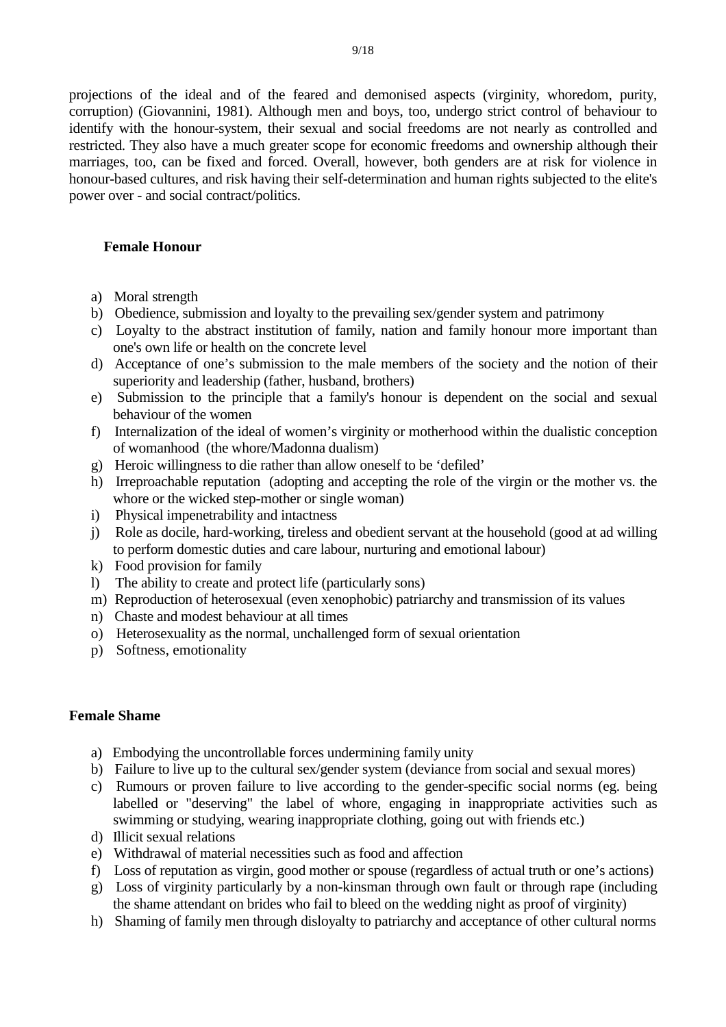projections of the ideal and of the feared and demonised aspects (virginity, whoredom, purity, corruption) (Giovannini, 1981). Although men and boys, too, undergo strict control of behaviour to identify with the honour-system, their sexual and social freedoms are not nearly as controlled and restricted. They also have a much greater scope for economic freedoms and ownership although their marriages, too, can be fixed and forced. Overall, however, both genders are at risk for violence in honour-based cultures, and risk having their self-determination and human rights subjected to the elite's power over - and social contract/politics.

**Female Honour**

a) Moral strength
b) Obedience, submission and loyalty to the prevailing sex/gender system and patrimony
c) Loyalty to the abstract institution of family, nation and family honour more important than one's own life or health on the concrete level
d) Acceptance of one's submission to the male members of the society and the notion of their superiority and leadership (father, husband, brothers)
e) Submission to the principle that a family's honour is dependent on the social and sexual behaviour of the women
f) Internalization of the ideal of women's virginity or motherhood within the dualistic conception of womanhood (the whore/Madonna dualism)
g) Heroic willingness to die rather than allow oneself to be 'defiled'
h) Irreproachable reputation (adopting and accepting the role of the virgin or the mother vs. the whore or the wicked step-mother or single woman)
i) Physical impenetrability and intactness
j) Role as docile, hard-working, tireless and obedient servant at the household (good at ad willing to perform domestic duties and care labour, nurturing and emotional labour)
k) Food provision for family
l) The ability to create and protect life (particularly sons)
m) Reproduction of heterosexual (even xenophobic) patriarchy and transmission of its values
n) Chaste and modest behaviour at all times
o) Heterosexuality as the normal, unchallenged form of sexual orientation
p) Softness, emotionality

**Female Shame**

a) Embodying the uncontrollable forces undermining family unity
b) Failure to live up to the cultural sex/gender system (deviance from social and sexual mores)
c) Rumours or proven failure to live according to the gender-specific social norms (eg. being labelled or "deserving" the label of whore, engaging in inappropriate activities such as swimming or studying, wearing inappropriate clothing, going out with friends etc.)
d) Illicit sexual relations
e) Withdrawal of material necessities such as food and affection
f) Loss of reputation as virgin, good mother or spouse (regardless of actual truth or one's actions)
g) Loss of virginity particularly by a non-kinsman through own fault or through rape (including the shame attendant on brides who fail to bleed on the wedding night as proof of virginity)
h) Shaming of family men through disloyalty to patriarchy and acceptance of other cultural norms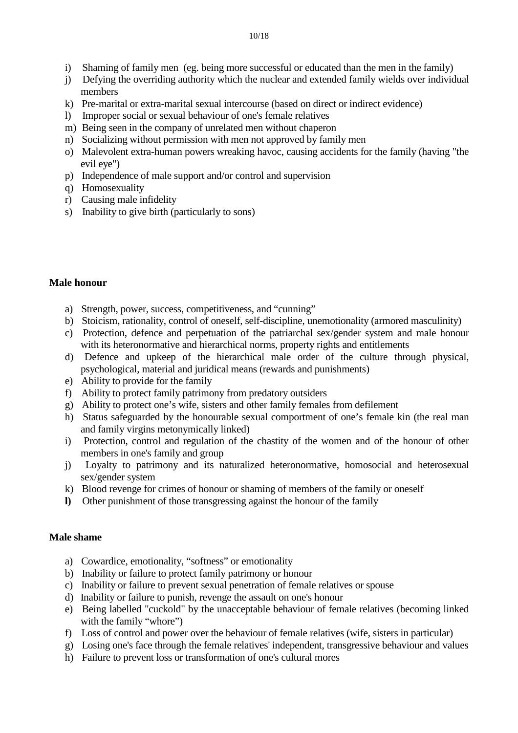i) Shaming of family men (eg. being more successful or educated than the men in the family)
j) Defying the overriding authority which the nuclear and extended family wields over individual members
k) Pre-marital or extra-marital sexual intercourse (based on direct or indirect evidence)
l) Improper social or sexual behaviour of one's female relatives
m) Being seen in the company of unrelated men without chaperon
n) Socializing without permission with men not approved by family men
o) Malevolent extra-human powers wreaking havoc, causing accidents for the family (having "the evil eye")
p) Independence of male support and/or control and supervision
q) Homosexuality
r) Causing male infidelity
s) Inability to give birth (particularly to sons)

**Male honour**

a) Strength, power, success, competitiveness, and “cunning”
b) Stoicism, rationality, control of oneself, self-discipline, unemotionality (armored masculinity)
c) Protection, defence and perpetuation of the patriarchal sex/gender system and male honour with its heteronormative and hierarchical norms, property rights and entitlements
d) Defence and upkeep of the hierarchical male order of the culture through physical, psychological, material and juridical means (rewards and punishments)
e) Ability to provide for the family
f) Ability to protect family patrimony from predatory outsiders
g) Ability to protect one’s wife, sisters and other family females from defilement
h) Status safeguarded by the honourable sexual comportment of one’s female kin (the real man and family virgins metonymically linked)
i) Protection, control and regulation of the chastity of the women and of the honour of other members in one's family and group
j) Loyalty to patrimony and its naturalized heteronormative, homosocial and heterosexual sex/gender system
k) Blood revenge for crimes of honour or shaming of members of the family or oneself
**l)** Other punishment of those transgressing against the honour of the family

**Male shame**

a) Cowardice, emotionality, “softness” or emotionality
b) Inability or failure to protect family patrimony or honour
c) Inability or failure to prevent sexual penetration of female relatives or spouse
d) Inability or failure to punish, revenge the assault on one's honour
e) Being labelled "cuckold" by the unacceptable behaviour of female relatives (becoming linked with the family “whore”)
f) Loss of control and power over the behaviour of female relatives (wife, sisters in particular)
g) Losing one's face through the female relatives' independent, transgressive behaviour and values
h) Failure to prevent loss or transformation of one's cultural mores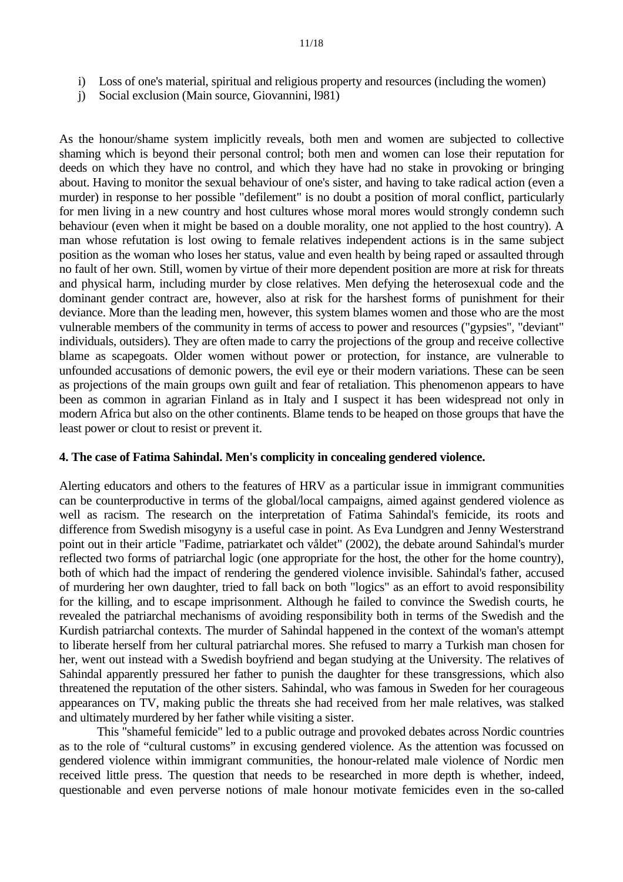i) Loss of one's material, spiritual and religious property and resources (including the women)
j) Social exclusion (Main source, Giovannini, l981)

As the honour/shame system implicitly reveals, both men and women are subjected to collective shaming which is beyond their personal control; both men and women can lose their reputation for deeds on which they have no control, and which they have had no stake in provoking or bringing about. Having to monitor the sexual behaviour of one's sister, and having to take radical action (even a murder) in response to her possible "defilement" is no doubt a position of moral conflict, particularly for men living in a new country and host cultures whose moral mores would strongly condemn such behaviour (even when it might be based on a double morality, one not applied to the host country). A man whose refutation is lost owing to female relatives independent actions is in the same subject position as the woman who loses her status, value and even health by being raped or assaulted through no fault of her own. Still, women by virtue of their more dependent position are more at risk for threats and physical harm, including murder by close relatives. Men defying the heterosexual code and the dominant gender contract are, however, also at risk for the harshest forms of punishment for their deviance. More than the leading men, however, this system blames women and those who are the most vulnerable members of the community in terms of access to power and resources ("gypsies", "deviant" individuals, outsiders). They are often made to carry the projections of the group and receive collective blame as scapegoats. Older women without power or protection, for instance, are vulnerable to unfounded accusations of demonic powers, the evil eye or their modern variations. These can be seen as projections of the main groups own guilt and fear of retaliation. This phenomenon appears to have been as common in agrarian Finland as in Italy and I suspect it has been widespread not only in modern Africa but also on the other continents. Blame tends to be heaped on those groups that have the least power or clout to resist or prevent it.

### 4. The case of Fatima Sahindal. Men's complicity in concealing gendered violence.

Alerting educators and others to the features of HRV as a particular issue in immigrant communities can be counterproductive in terms of the global/local campaigns, aimed against gendered violence as well as racism. The research on the interpretation of Fatima Sahindal's femicide, its roots and difference from Swedish misogyny is a useful case in point. As Eva Lundgren and Jenny Westerstrand point out in their article "Fadime, patriarkatet och våldet" (2002), the debate around Sahindal's murder reflected two forms of patriarchal logic (one appropriate for the host, the other for the home country), both of which had the impact of rendering the gendered violence invisible. Sahindal's father, accused of murdering her own daughter, tried to fall back on both "logics" as an effort to avoid responsibility for the killing, and to escape imprisonment. Although he failed to convince the Swedish courts, he revealed the patriarchal mechanisms of avoiding responsibility both in terms of the Swedish and the Kurdish patriarchal contexts. The murder of Sahindal happened in the context of the woman's attempt to liberate herself from her cultural patriarchal mores. She refused to marry a Turkish man chosen for her, went out instead with a Swedish boyfriend and began studying at the University. The relatives of Sahindal apparently pressured her father to punish the daughter for these transgressions, which also threatened the reputation of the other sisters. Sahindal, who was famous in Sweden for her courageous appearances on TV, making public the threats she had received from her male relatives, was stalked and ultimately murdered by her father while visiting a sister.

This "shameful femicide" led to a public outrage and provoked debates across Nordic countries as to the role of "cultural customs" in excusing gendered violence. As the attention was focussed on gendered violence within immigrant communities, the honour-related male violence of Nordic men received little press. The question that needs to be researched in more depth is whether, indeed, questionable and even perverse notions of male honour motivate femicides even in the so-called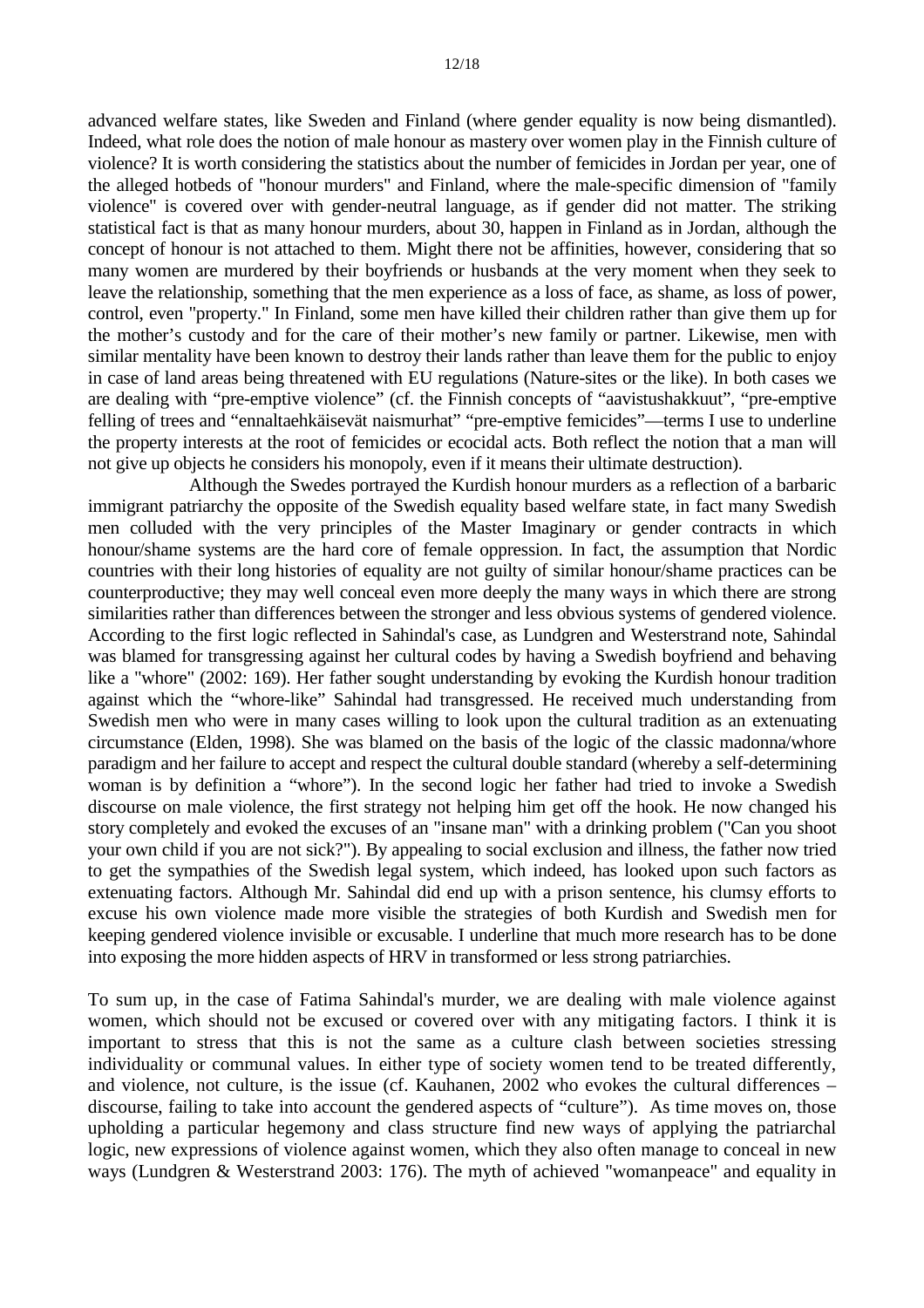advanced welfare states, like Sweden and Finland (where gender equality is now being dismantled). Indeed, what role does the notion of male honour as mastery over women play in the Finnish culture of violence? It is worth considering the statistics about the number of femicides in Jordan per year, one of the alleged hotbeds of "honour murders" and Finland, where the male-specific dimension of "family violence" is covered over with gender-neutral language, as if gender did not matter. The striking statistical fact is that as many honour murders, about 30, happen in Finland as in Jordan, although the concept of honour is not attached to them. Might there not be affinities, however, considering that so many women are murdered by their boyfriends or husbands at the very moment when they seek to leave the relationship, something that the men experience as a loss of face, as shame, as loss of power, control, even "property." In Finland, some men have killed their children rather than give them up for the mother's custody and for the care of their mother's new family or partner. Likewise, men with similar mentality have been known to destroy their lands rather than leave them for the public to enjoy in case of land areas being threatened with EU regulations (Nature-sites or the like). In both cases we are dealing with "pre-emptive violence" (cf. the Finnish concepts of "aavistushakkuut", "pre-emptive felling of trees and "ennaltaehkäisevät naismurhat" "pre-emptive femicides"—terms I use to underline the property interests at the root of femicides or ecocidal acts. Both reflect the notion that a man will not give up objects he considers his monopoly, even if it means their ultimate destruction).

Although the Swedes portrayed the Kurdish honour murders as a reflection of a barbaric immigrant patriarchy the opposite of the Swedish equality based welfare state, in fact many Swedish men colluded with the very principles of the Master Imaginary or gender contracts in which honour/shame systems are the hard core of female oppression. In fact, the assumption that Nordic countries with their long histories of equality are not guilty of similar honour/shame practices can be counterproductive; they may well conceal even more deeply the many ways in which there are strong similarities rather than differences between the stronger and less obvious systems of gendered violence. According to the first logic reflected in Sahindal's case, as Lundgren and Westerstrand note, Sahindal was blamed for transgressing against her cultural codes by having a Swedish boyfriend and behaving like a "whore" (2002: 169). Her father sought understanding by evoking the Kurdish honour tradition against which the "whore-like" Sahindal had transgressed. He received much understanding from Swedish men who were in many cases willing to look upon the cultural tradition as an extenuating circumstance (Elden, 1998). She was blamed on the basis of the logic of the classic madonna/whore paradigm and her failure to accept and respect the cultural double standard (whereby a self-determining woman is by definition a "whore"). In the second logic her father had tried to invoke a Swedish discourse on male violence, the first strategy not helping him get off the hook. He now changed his story completely and evoked the excuses of an "insane man" with a drinking problem ("Can you shoot your own child if you are not sick?"). By appealing to social exclusion and illness, the father now tried to get the sympathies of the Swedish legal system, which indeed, has looked upon such factors as extenuating factors. Although Mr. Sahindal did end up with a prison sentence, his clumsy efforts to excuse his own violence made more visible the strategies of both Kurdish and Swedish men for keeping gendered violence invisible or excusable. I underline that much more research has to be done into exposing the more hidden aspects of HRV in transformed or less strong patriarchies.

To sum up, in the case of Fatima Sahindal's murder, we are dealing with male violence against women, which should not be excused or covered over with any mitigating factors. I think it is important to stress that this is not the same as a culture clash between societies stressing individuality or communal values. In either type of society women tend to be treated differently, and violence, not culture, is the issue (cf. Kauhanen, 2002 who evokes the cultural differences – discourse, failing to take into account the gendered aspects of "culture"). As time moves on, those upholding a particular hegemony and class structure find new ways of applying the patriarchal logic, new expressions of violence against women, which they also often manage to conceal in new ways (Lundgren & Westerstrand 2003: 176). The myth of achieved "womanpeace" and equality in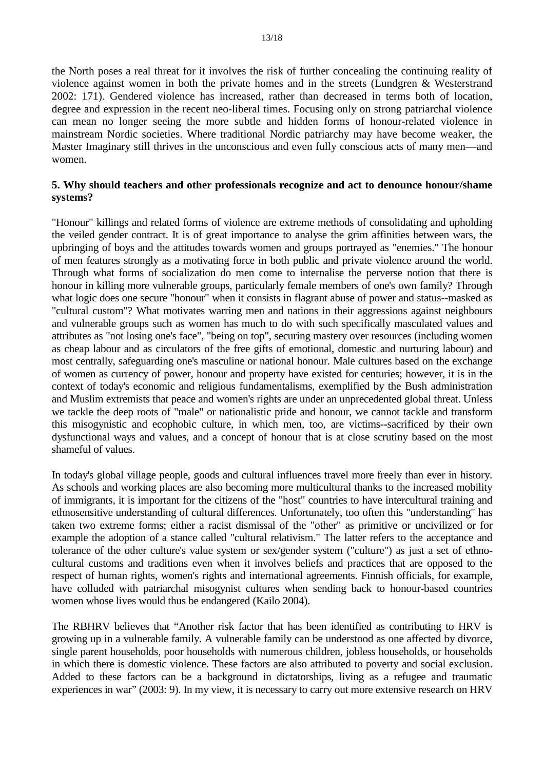the North poses a real threat for it involves the risk of further concealing the continuing reality of violence against women in both the private homes and in the streets (Lundgren & Westerstrand 2002: 171). Gendered violence has increased, rather than decreased in terms both of location, degree and expression in the recent neo-liberal times. Focusing only on strong patriarchal violence can mean no longer seeing the more subtle and hidden forms of honour-related violence in mainstream Nordic societies. Where traditional Nordic patriarchy may have become weaker, the Master Imaginary still thrives in the unconscious and even fully conscious acts of many men—and women.

**5. Why should teachers and other professionals recognize and act to denounce honour/shame systems?**

"Honour" killings and related forms of violence are extreme methods of consolidating and upholding the veiled gender contract. It is of great importance to analyse the grim affinities between wars, the upbringing of boys and the attitudes towards women and groups portrayed as "enemies." The honour of men features strongly as a motivating force in both public and private violence around the world. Through what forms of socialization do men come to internalise the perverse notion that there is honour in killing more vulnerable groups, particularly female members of one's own family? Through what logic does one secure "honour" when it consists in flagrant abuse of power and status--masked as "cultural custom"? What motivates warring men and nations in their aggressions against neighbours and vulnerable groups such as women has much to do with such specifically masculated values and attributes as "not losing one's face", "being on top", securing mastery over resources (including women as cheap labour and as circulators of the free gifts of emotional, domestic and nurturing labour) and most centrally, safeguarding one's masculine or national honour. Male cultures based on the exchange of women as currency of power, honour and property have existed for centuries; however, it is in the context of today's economic and religious fundamentalisms, exemplified by the Bush administration and Muslim extremists that peace and women's rights are under an unprecedented global threat. Unless we tackle the deep roots of "male" or nationalistic pride and honour, we cannot tackle and transform this misogynistic and ecophobic culture, in which men, too, are victims--sacrificed by their own dysfunctional ways and values, and a concept of honour that is at close scrutiny based on the most shameful of values.

In today's global village people, goods and cultural influences travel more freely than ever in history. As schools and working places are also becoming more multicultural thanks to the increased mobility of immigrants, it is important for the citizens of the "host" countries to have intercultural training and ethnosensitive understanding of cultural differences. Unfortunately, too often this "understanding" has taken two extreme forms; either a racist dismissal of the "other" as primitive or uncivilized or for example the adoption of a stance called "cultural relativism." The latter refers to the acceptance and tolerance of the other culture's value system or sex/gender system ("culture") as just a set of ethno-cultural customs and traditions even when it involves beliefs and practices that are opposed to the respect of human rights, women's rights and international agreements. Finnish officials, for example, have colluded with patriarchal misogynist cultures when sending back to honour-based countries women whose lives would thus be endangered (Kailo 2004).

The RBHRV believes that "Another risk factor that has been identified as contributing to HRV is growing up in a vulnerable family. A vulnerable family can be understood as one affected by divorce, single parent households, poor households with numerous children, jobless households, or households in which there is domestic violence. These factors are also attributed to poverty and social exclusion. Added to these factors can be a background in dictatorships, living as a refugee and traumatic experiences in war" (2003: 9). In my view, it is necessary to carry out more extensive research on HRV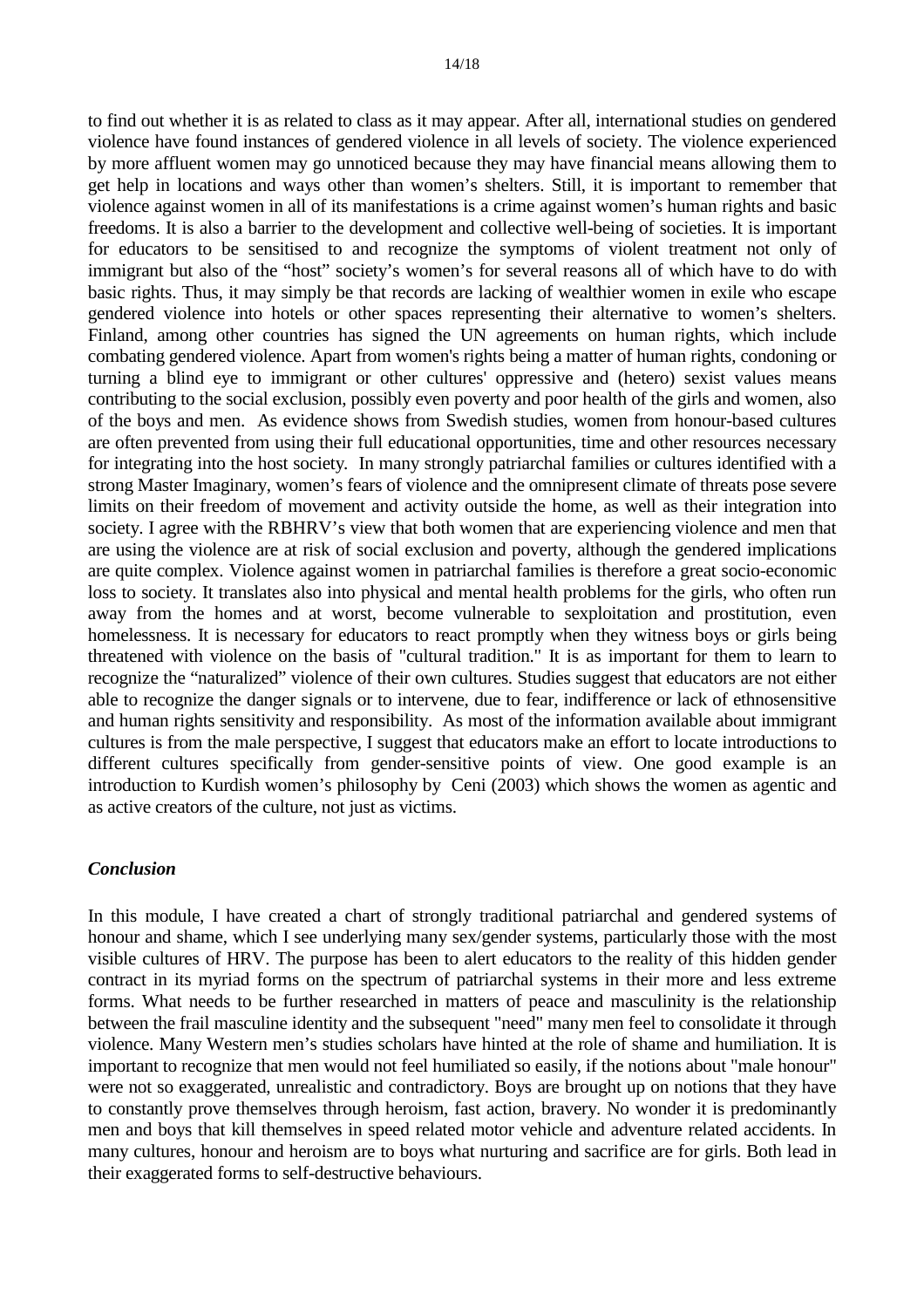to find out whether it is as related to class as it may appear. After all, international studies on gendered violence have found instances of gendered violence in all levels of society. The violence experienced by more affluent women may go unnoticed because they may have financial means allowing them to get help in locations and ways other than women's shelters. Still, it is important to remember that violence against women in all of its manifestations is a crime against women's human rights and basic freedoms. It is also a barrier to the development and collective well-being of societies. It is important for educators to be sensitised to and recognize the symptoms of violent treatment not only of immigrant but also of the "host" society's women's for several reasons all of which have to do with basic rights. Thus, it may simply be that records are lacking of wealthier women in exile who escape gendered violence into hotels or other spaces representing their alternative to women's shelters. Finland, among other countries has signed the UN agreements on human rights, which include combating gendered violence. Apart from women's rights being a matter of human rights, condoning or turning a blind eye to immigrant or other cultures' oppressive and (hetero) sexist values means contributing to the social exclusion, possibly even poverty and poor health of the girls and women, also of the boys and men. As evidence shows from Swedish studies, women from honour-based cultures are often prevented from using their full educational opportunities, time and other resources necessary for integrating into the host society. In many strongly patriarchal families or cultures identified with a strong Master Imaginary, women's fears of violence and the omnipresent climate of threats pose severe limits on their freedom of movement and activity outside the home, as well as their integration into society. I agree with the RBHRV's view that both women that are experiencing violence and men that are using the violence are at risk of social exclusion and poverty, although the gendered implications are quite complex. Violence against women in patriarchal families is therefore a great socio-economic loss to society. It translates also into physical and mental health problems for the girls, who often run away from the homes and at worst, become vulnerable to sexploitation and prostitution, even homelessness. It is necessary for educators to react promptly when they witness boys or girls being threatened with violence on the basis of "cultural tradition." It is as important for them to learn to recognize the "naturalized" violence of their own cultures. Studies suggest that educators are not either able to recognize the danger signals or to intervene, due to fear, indifference or lack of ethnosensitive and human rights sensitivity and responsibility. As most of the information available about immigrant cultures is from the male perspective, I suggest that educators make an effort to locate introductions to different cultures specifically from gender-sensitive points of view. One good example is an introduction to Kurdish women's philosophy by Ceni (2003) which shows the women as agentic and as active creators of the culture, not just as victims.

### *Conclusion*

In this module, I have created a chart of strongly traditional patriarchal and gendered systems of honour and shame, which I see underlying many sex/gender systems, particularly those with the most visible cultures of HRV. The purpose has been to alert educators to the reality of this hidden gender contract in its myriad forms on the spectrum of patriarchal systems in their more and less extreme forms. What needs to be further researched in matters of peace and masculinity is the relationship between the frail masculine identity and the subsequent "need" many men feel to consolidate it through violence. Many Western men's studies scholars have hinted at the role of shame and humiliation. It is important to recognize that men would not feel humiliated so easily, if the notions about "male honour" were not so exaggerated, unrealistic and contradictory. Boys are brought up on notions that they have to constantly prove themselves through heroism, fast action, bravery. No wonder it is predominantly men and boys that kill themselves in speed related motor vehicle and adventure related accidents. In many cultures, honour and heroism are to boys what nurturing and sacrifice are for girls. Both lead in their exaggerated forms to self-destructive behaviours.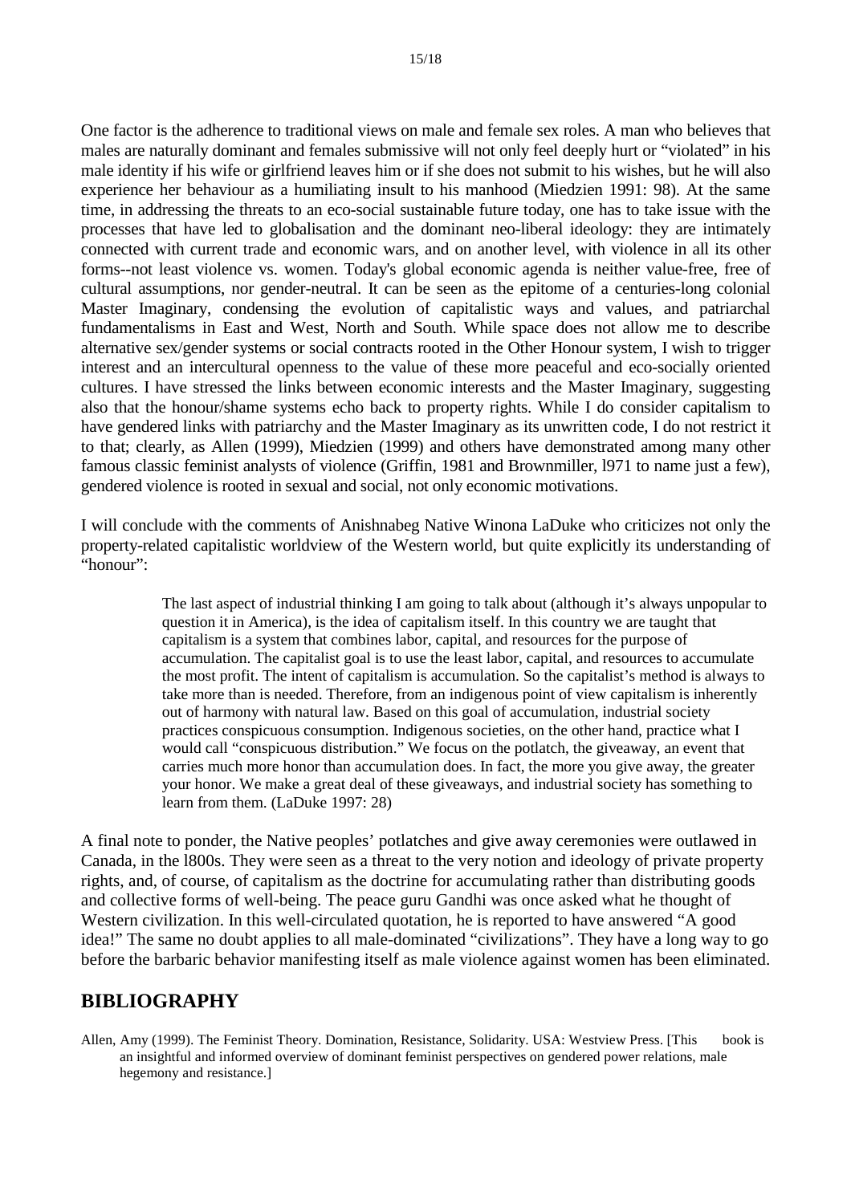One factor is the adherence to traditional views on male and female sex roles. A man who believes that males are naturally dominant and females submissive will not only feel deeply hurt or "violated" in his male identity if his wife or girlfriend leaves him or if she does not submit to his wishes, but he will also experience her behaviour as a humiliating insult to his manhood (Miedzien 1991: 98). At the same time, in addressing the threats to an eco-social sustainable future today, one has to take issue with the processes that have led to globalisation and the dominant neo-liberal ideology: they are intimately connected with current trade and economic wars, and on another level, with violence in all its other forms--not least violence vs. women. Today's global economic agenda is neither value-free, free of cultural assumptions, nor gender-neutral. It can be seen as the epitome of a centuries-long colonial Master Imaginary, condensing the evolution of capitalistic ways and values, and patriarchal fundamentalisms in East and West, North and South. While space does not allow me to describe alternative sex/gender systems or social contracts rooted in the Other Honour system, I wish to trigger interest and an intercultural openness to the value of these more peaceful and eco-socially oriented cultures. I have stressed the links between economic interests and the Master Imaginary, suggesting also that the honour/shame systems echo back to property rights. While I do consider capitalism to have gendered links with patriarchy and the Master Imaginary as its unwritten code, I do not restrict it to that; clearly, as Allen (1999), Miedzien (1999) and others have demonstrated among many other famous classic feminist analysts of violence (Griffin, 1981 and Brownmiller, l971 to name just a few), gendered violence is rooted in sexual and social, not only economic motivations.

I will conclude with the comments of Anishnabeg Native Winona LaDuke who criticizes not only the property-related capitalistic worldview of the Western world, but quite explicitly its understanding of "honour":

> The last aspect of industrial thinking I am going to talk about (although it's always unpopular to question it in America), is the idea of capitalism itself. In this country we are taught that capitalism is a system that combines labor, capital, and resources for the purpose of accumulation. The capitalist goal is to use the least labor, capital, and resources to accumulate the most profit. The intent of capitalism is accumulation. So the capitalist's method is always to take more than is needed. Therefore, from an indigenous point of view capitalism is inherently out of harmony with natural law. Based on this goal of accumulation, industrial society practices conspicuous consumption. Indigenous societies, on the other hand, practice what I would call "conspicuous distribution." We focus on the potlatch, the giveaway, an event that carries much more honor than accumulation does. In fact, the more you give away, the greater your honor. We make a great deal of these giveaways, and industrial society has something to learn from them. (LaDuke 1997: 28)

A final note to ponder, the Native peoples' potlatches and give away ceremonies were outlawed in Canada, in the l800s. They were seen as a threat to the very notion and ideology of private property rights, and, of course, of capitalism as the doctrine for accumulating rather than distributing goods and collective forms of well-being. The peace guru Gandhi was once asked what he thought of Western civilization. In this well-circulated quotation, he is reported to have answered "A good idea!" The same no doubt applies to all male-dominated "civilizations". They have a long way to go before the barbaric behavior manifesting itself as male violence against women has been eliminated.

## BIBLIOGRAPHY

Allen, Amy (1999). The Feminist Theory. Domination, Resistance, Solidarity. USA: Westview Press. [This book is an insightful and informed overview of dominant feminist perspectives on gendered power relations, male hegemony and resistance.]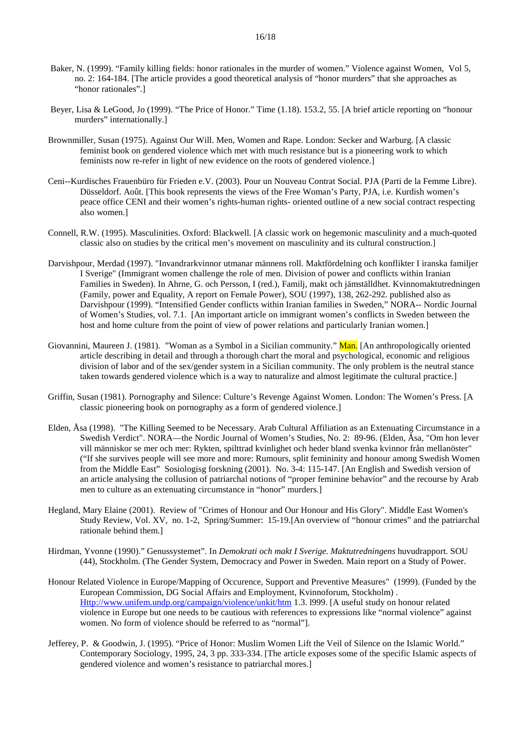Baker, N. (1999). “Family killing fields: honor rationales in the murder of women.” Violence against Women, Vol 5, no. 2: 164-184. [The article provides a good theoretical analysis of “honor murders” that she approaches as “honor rationales”.]

Beyer, Lisa & LeGood, Jo (1999). “The Price of Honor.” Time (1.18). 153.2, 55. [A brief article reporting on “honour murders” internationally.]

Brownmiller, Susan (1975). Against Our Will. Men, Women and Rape. London: Secker and Warburg. [A classic feminist book on gendered violence which met with much resistance but is a pioneering work to which feminists now re-refer in light of new evidence on the roots of gendered violence.]

Ceni--Kurdisches Frauenbüro für Frieden e.V. (2003). Pour un Nouveau Contrat Social. PJA (Parti de la Femme Libre). Düsseldorf. Août. [This book represents the views of the Free Woman’s Party, PJA, i.e. Kurdish women’s peace office CENI and their women’s rights-human rights- oriented outline of a new social contract respecting also women.]

Connell, R.W. (1995). Masculinities. Oxford: Blackwell. [A classic work on hegemonic masculinity and a much-quoted classic also on studies by the critical men’s movement on masculinity and its cultural construction.]

Darvishpour, Merdad (1997). "Invandrarkvinnor utmanar männens roll. Maktfördelning och konflikter I iranska familjer I Sverige" (Immigrant women challenge the role of men. Division of power and conflicts within Iranian Families in Sweden). In Ahrne, G. och Persson, I (red.), Familj, makt och jämställdhet. Kvinnomaktutredningen (Family, power and Equality, A report on Female Power), SOU (1997), 138, 262-292. published also as Darvishpour (1999). “Intensified Gender conflicts within Iranian families in Sweden,” NORA-- Nordic Journal of Women’s Studies, vol. 7.1. [An important article on immigrant women’s conflicts in Sweden between the host and home culture from the point of view of power relations and particularly Iranian women.]

Giovannini, Maureen J. (1981). "Woman as a Symbol in a Sicilian community.” Man. [An anthropologically oriented article describing in detail and through a thorough chart the moral and psychological, economic and religious division of labor and of the sex/gender system in a Sicilian community. The only problem is the neutral stance taken towards gendered violence which is a way to naturalize and almost legitimate the cultural practice.]

Griffin, Susan (1981). Pornography and Silence: Culture’s Revenge Against Women. London: The Women’s Press. [A classic pioneering book on pornography as a form of gendered violence.]

Elden, Åsa (1998). "The Killing Seemed to be Necessary. Arab Cultural Affiliation as an Extenuating Circumstance in a Swedish Verdict". NORA—the Nordic Journal of Women’s Studies, No. 2: 89-96. (Elden, Åsa, "Om hon lever vill människor se mer och mer: Rykten, spilttrad kvinlighet och heder bland svenka kvinnor från mellanöster" (“If she survives people will see more and more: Rumours, split femininity and honour among Swedish Women from the Middle East” Sosiologisg forskning (2001). No. 3-4: 115-147. [An English and Swedish version of an article analysing the collusion of patriarchal notions of “proper feminine behavior” and the recourse by Arab men to culture as an extenuating circumstance in “honor” murders.]

Hegland, Mary Elaine (2001). Review of "Crimes of Honour and Our Honour and His Glory". Middle East Women's Study Review, Vol. XV, no. 1-2, Spring/Summer: 15-19.[An overview of “honour crimes” and the patriarchal rationale behind them.]

Hirdman, Yvonne (1990).” Genussystemet”. In *Demokrati och makt I Sverige. Maktutredningens* huvudrapport. SOU (44), Stockholm. (The Gender System, Democracy and Power in Sweden. Main report on a Study of Power.

Honour Related Violence in Europe/Mapping of Occurence, Support and Preventive Measures" (1999). (Funded by the European Commission, DG Social Affairs and Employment, Kvinnoforum, Stockholm) . Http://www.unifem.undp.org/campaign/violence/unkit/htm 1.3. l999. [A useful study on honour related violence in Europe but one needs to be cautious with references to expressions like “normal violence” against women. No form of violence should be referred to as “normal”].

Jefferey, P. & Goodwin, J. (1995). “Price of Honor: Muslim Women Lift the Veil of Silence on the Islamic World.” Contemporary Sociology, 1995, 24, 3 pp. 333-334. [The article exposes some of the specific Islamic aspects of gendered violence and women’s resistance to patriarchal mores.]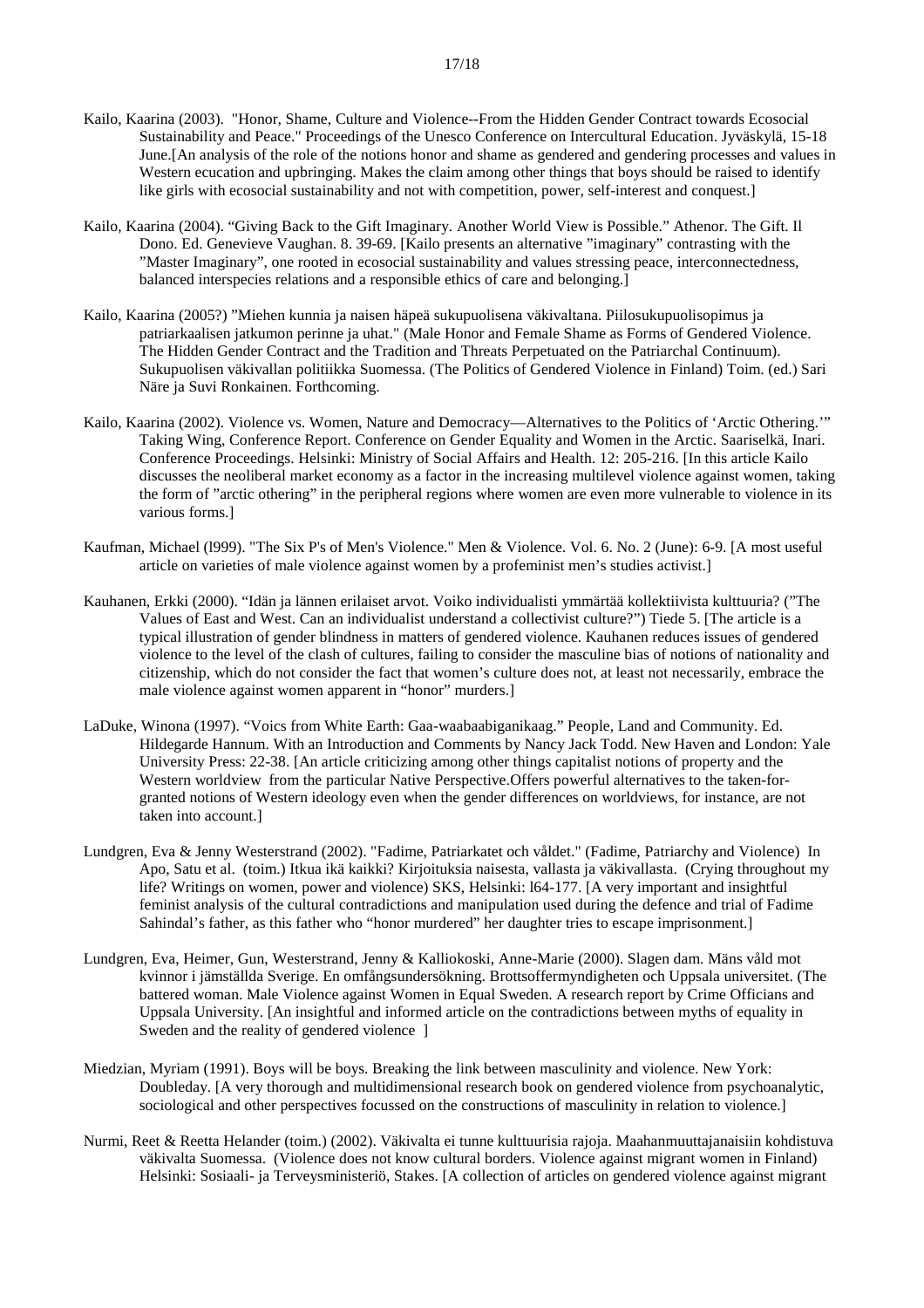Kailo, Kaarina (2003). "Honor, Shame, Culture and Violence--From the Hidden Gender Contract towards Ecosocial Sustainability and Peace." Proceedings of the Unesco Conference on Intercultural Education. Jyväskylä, 15-18 June.[An analysis of the role of the notions honor and shame as gendered and gendering processes and values in Western ecucation and upbringing. Makes the claim among other things that boys should be raised to identify like girls with ecosocial sustainability and not with competition, power, self-interest and conquest.]

Kailo, Kaarina (2004). "Giving Back to the Gift Imaginary. Another World View is Possible." Athenor. The Gift. Il Dono. Ed. Genevieve Vaughan. 8. 39-69. [Kailo presents an alternative "imaginary" contrasting with the "Master Imaginary", one rooted in ecosocial sustainability and values stressing peace, interconnectedness, balanced interspecies relations and a responsible ethics of care and belonging.]

Kailo, Kaarina (2005?) "Miehen kunnia ja naisen häpeä sukupuolisena väkivaltana. Piilosukupuolisopimus ja patriarkaalisen jatkumon perinne ja uhat." (Male Honor and Female Shame as Forms of Gendered Violence. The Hidden Gender Contract and the Tradition and Threats Perpetuated on the Patriarchal Continuum). Sukupuolisen väkivallan politiikka Suomessa. (The Politics of Gendered Violence in Finland) Toim. (ed.) Sari Näre ja Suvi Ronkainen. Forthcoming.

Kailo, Kaarina (2002). Violence vs. Women, Nature and Democracy—Alternatives to the Politics of 'Arctic Othering.'" Taking Wing, Conference Report. Conference on Gender Equality and Women in the Arctic. Saariselkä, Inari. Conference Proceedings. Helsinki: Ministry of Social Affairs and Health. 12: 205-216. [In this article Kailo discusses the neoliberal market economy as a factor in the increasing multilevel violence against women, taking the form of "arctic othering" in the peripheral regions where women are even more vulnerable to violence in its various forms.]

Kaufman, Michael (l999). "The Six P's of Men's Violence." Men & Violence. Vol. 6. No. 2 (June): 6-9. [A most useful article on varieties of male violence against women by a profeminist men's studies activist.]

Kauhanen, Erkki (2000). "Idän ja lännen erilaiset arvot. Voiko individualisti ymmärtää kollektiivista kulttuuria? ("The Values of East and West. Can an individualist understand a collectivist culture?") Tiede 5. [The article is a typical illustration of gender blindness in matters of gendered violence. Kauhanen reduces issues of gendered violence to the level of the clash of cultures, failing to consider the masculine bias of notions of nationality and citizenship, which do not consider the fact that women's culture does not, at least not necessarily, embrace the male violence against women apparent in "honor" murders.]

LaDuke, Winona (1997). "Voics from White Earth: Gaa-waabaabiganikaag." People, Land and Community. Ed. Hildegarde Hannum. With an Introduction and Comments by Nancy Jack Todd. New Haven and London: Yale University Press: 22-38. [An article criticizing among other things capitalist notions of property and the Western worldview from the particular Native Perspective.Offers powerful alternatives to the taken-for-granted notions of Western ideology even when the gender differences on worldviews, for instance, are not taken into account.]

Lundgren, Eva & Jenny Westerstrand (2002). "Fadime, Patriarkatet och våldet." (Fadime, Patriarchy and Violence) In Apo, Satu et al. (toim.) Itkua ikä kaikki? Kirjoituksia naisesta, vallasta ja väkivallasta. (Crying throughout my life? Writings on women, power and violence) SKS, Helsinki: l64-177. [A very important and insightful feminist analysis of the cultural contradictions and manipulation used during the defence and trial of Fadime Sahindal's father, as this father who "honor murdered" her daughter tries to escape imprisonment.]

Lundgren, Eva, Heimer, Gun, Westerstrand, Jenny & Kalliokoski, Anne-Marie (2000). Slagen dam. Mäns våld mot kvinnor i jämställda Sverige. En omfångsundersökning. Brottsoffermyndigheten och Uppsala universitet. (The battered woman. Male Violence against Women in Equal Sweden. A research report by Crime Officians and Uppsala University. [An insightful and informed article on the contradictions between myths of equality in Sweden and the reality of gendered violence ]

Miedzian, Myriam (1991). Boys will be boys. Breaking the link between masculinity and violence. New York: Doubleday. [A very thorough and multidimensional research book on gendered violence from psychoanalytic, sociological and other perspectives focussed on the constructions of masculinity in relation to violence.]

Nurmi, Reet & Reetta Helander (toim.) (2002). Väkivalta ei tunne kulttuurisia rajoja. Maahanmuuttajanaisiin kohdistuva väkivalta Suomessa. (Violence does not know cultural borders. Violence against migrant women in Finland) Helsinki: Sosiaali- ja Terveysministeriö, Stakes. [A collection of articles on gendered violence against migrant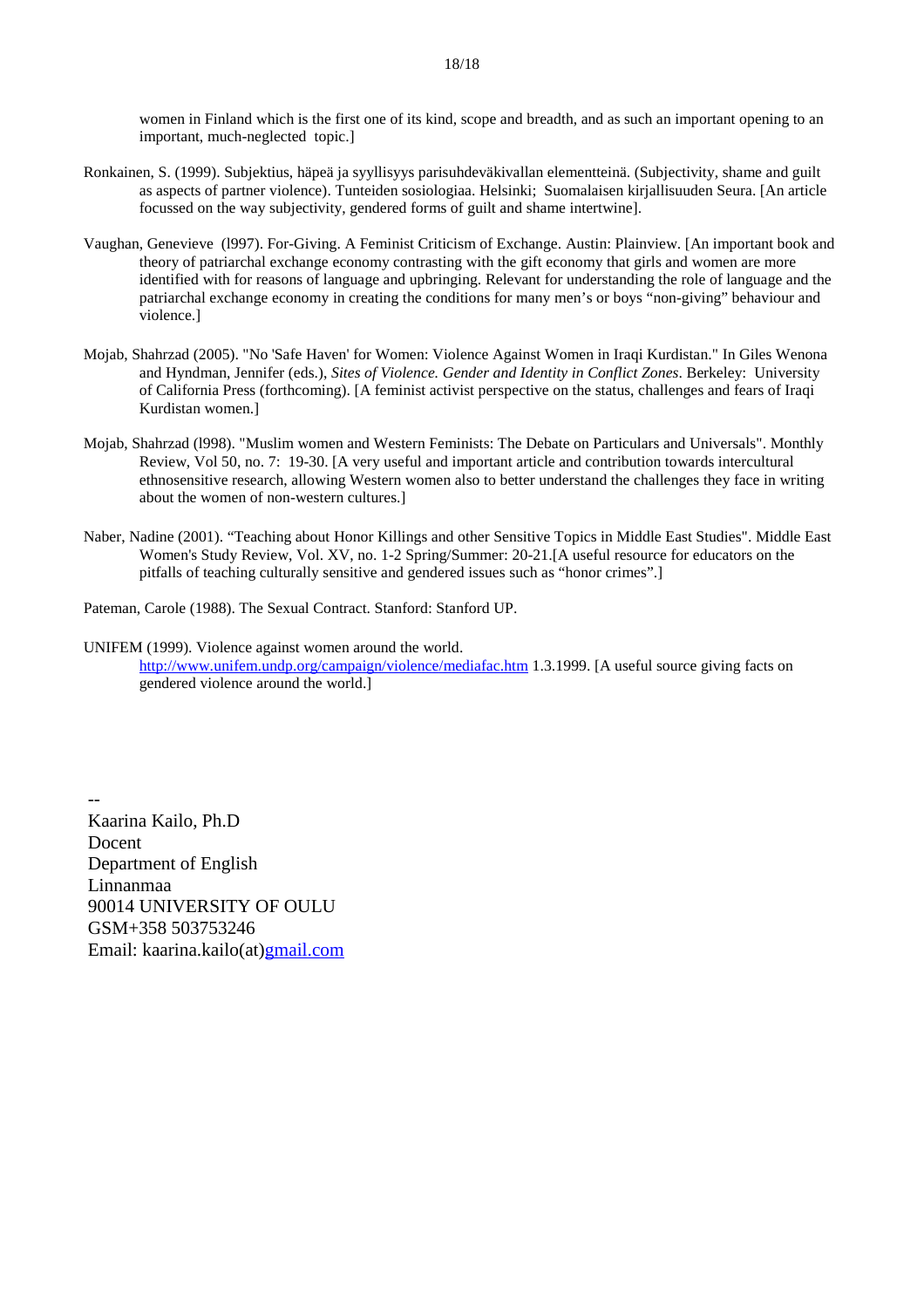women in Finland which is the first one of its kind, scope and breadth, and as such an important opening to an important, much-neglected topic.]

Ronkainen, S. (1999). Subjektius, häpeä ja syyllisyys parisuhdeväkivallan elementteinä. (Subjectivity, shame and guilt as aspects of partner violence). Tunteiden sosiologiaa. Helsinki; Suomalaisen kirjallisuuden Seura. [An article focussed on the way subjectivity, gendered forms of guilt and shame intertwine].

Vaughan, Genevieve (l997). For-Giving. A Feminist Criticism of Exchange. Austin: Plainview. [An important book and theory of patriarchal exchange economy contrasting with the gift economy that girls and women are more identified with for reasons of language and upbringing. Relevant for understanding the role of language and the patriarchal exchange economy in creating the conditions for many men's or boys "non-giving" behaviour and violence.]

Mojab, Shahrzad (2005). "No 'Safe Haven' for Women: Violence Against Women in Iraqi Kurdistan." In Giles Wenona and Hyndman, Jennifer (eds.), *Sites of Violence. Gender and Identity in Conflict Zones*. Berkeley: University of California Press (forthcoming). [A feminist activist perspective on the status, challenges and fears of Iraqi Kurdistan women.]

Mojab, Shahrzad (l998). "Muslim women and Western Feminists: The Debate on Particulars and Universals". Monthly Review, Vol 50, no. 7: 19-30. [A very useful and important article and contribution towards intercultural ethnosensitive research, allowing Western women also to better understand the challenges they face in writing about the women of non-western cultures.]

Naber, Nadine (2001). "Teaching about Honor Killings and other Sensitive Topics in Middle East Studies". Middle East Women's Study Review, Vol. XV, no. 1-2 Spring/Summer: 20-21.[A useful resource for educators on the pitfalls of teaching culturally sensitive and gendered issues such as "honor crimes".]

Pateman, Carole (1988). The Sexual Contract. Stanford: Stanford UP.

UNIFEM (1999). Violence against women around the world. http://www.unifem.undp.org/campaign/violence/mediafac.htm 1.3.1999. [A useful source giving facts on gendered violence around the world.]

--
Kaarina Kailo, Ph.D
Docent
Department of English
Linnanmaa
90014 UNIVERSITY OF OULU
GSM+358 503753246
Email: kaarina.kailo(at)gmail.com